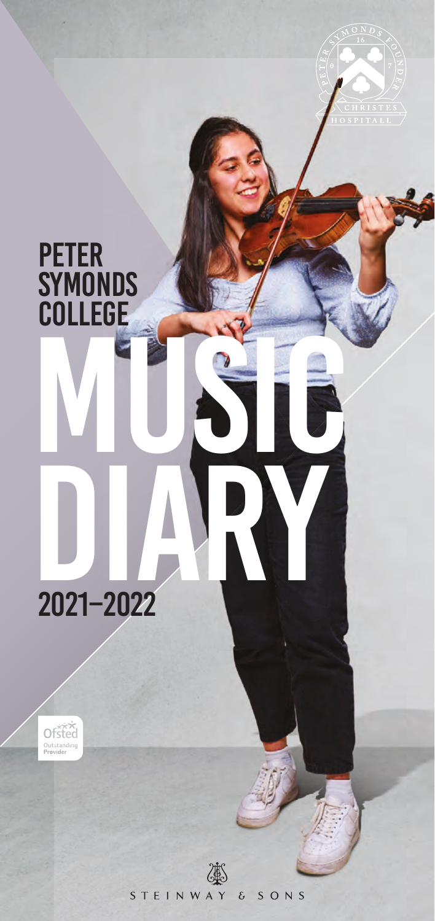# PETER SYMONDS COLLEGE

# MUSIC DIARY

## 2021–2022

PETER SYMONDS FOUNDER 1607 CHRISTES HOSPITALL

Ofsted Outstanding Provider

STEINWAY & SONS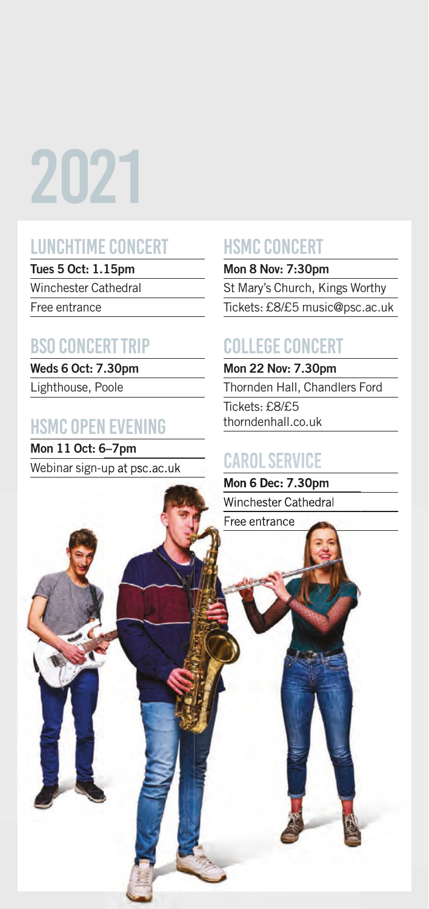# 2021

## LUNCHTIME CONCERT

**Tues 5 Oct: 1.15pm**

Winchester Cathedral

Free entrance

## BSO CONCERT TRIP

**Weds 6 Oct: 7.30pm**

Lighthouse, Poole

## HSMC OPEN EVENING

**Mon 11 Oct: 6–7pm**

Webinar sign-up at psc.ac.uk

## HSMC CONCERT

**Mon 8 Nov: 7:30pm**

St Mary's Church, Kings Worthy

Tickets: £8/£5 music@psc.ac.uk

## COLLEGE CONCERT

**Mon 22 Nov: 7.30pm**

Thornden Hall, Chandlers Ford

Tickets: £8/£5 thorndenhall.co.uk

## CAROL SERVICE

**Mon 6 Dec: 7.30pm**

Winchester Cathedral

Free entrance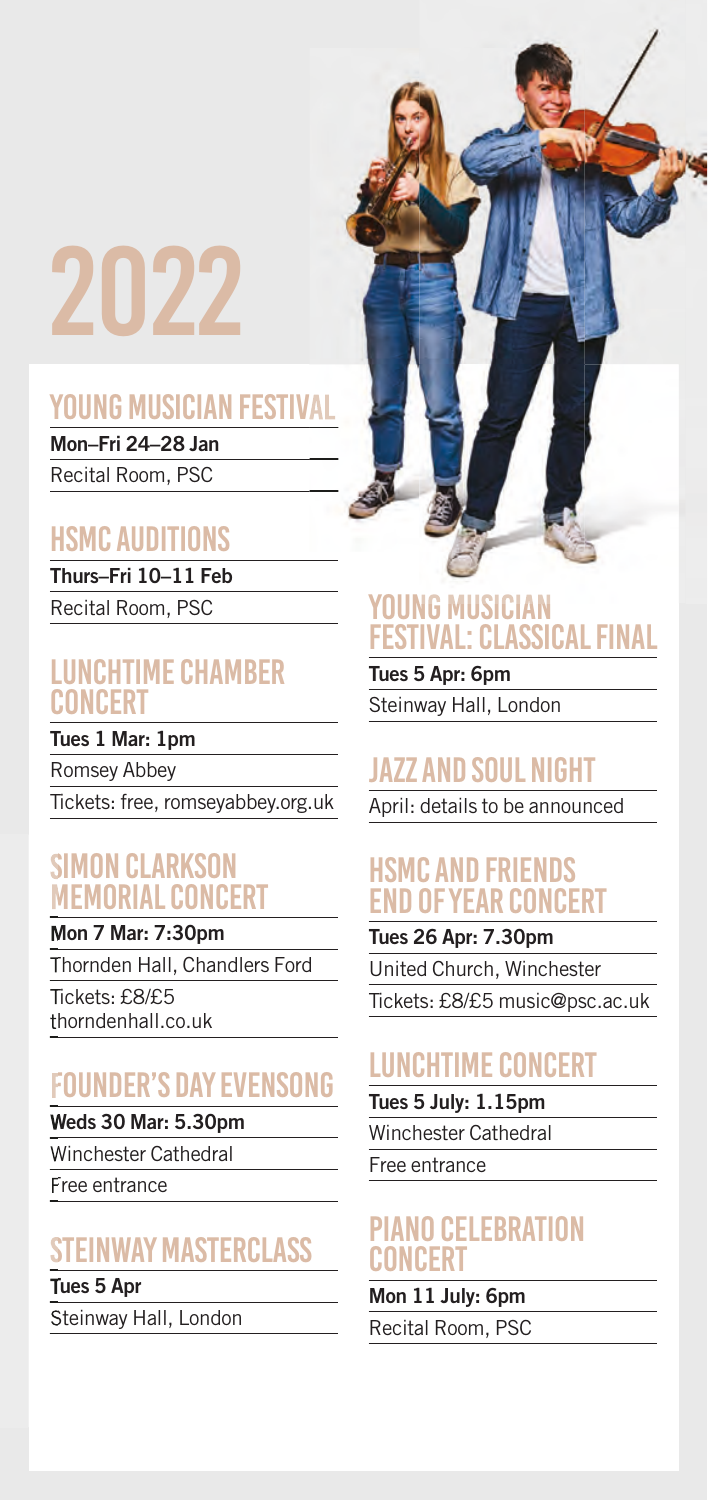# 2022

## YOUNG MUSICIAN FESTIVAL

**Mon–Fri 24–28 Jan**

Recital Room, PSC

## HSMC AUDITIONS

**Thurs–Fri 10–11 Feb**

Recital Room, PSC

## LUNCHTIME CHAMBER CONCERT

**Tues 1 Mar: 1pm**

Romsey Abbey

Tickets: free, romseyabbey.org.uk

## SIMON CLARKSON MEMORIAL CONCERT

**Mon 7 Mar: 7:30pm**

Thornden Hall, Chandlers Ford

Tickets: £8/£5 thorndenhall.co.uk

## FOUNDER'S DAY EVENSONG

**Weds 30 Mar: 5.30pm**

Winchester Cathedral

Free entrance

## STEINWAY MASTERCLASS

**Tues 5 Apr**

Steinway Hall, London

## YOUNG MUSICIAN FESTIVAL: CLASSICAL FINAL

**Tues 5 Apr: 6pm**

Steinway Hall, London

## JAZZ AND SOUL NIGHT

April: details to be announced

## HSMC AND FRIENDS END OF YEAR CONCERT

**Tues 26 Apr: 7.30pm**

United Church, Winchester

Tickets: £8/£5 music@psc.ac.uk

## LUNCHTIME CONCERT

**Tues 5 July: 1.15pm**

Winchester Cathedral

Free entrance

## PIANO CELEBRATION CONCERT

**Mon 11 July: 6pm**

Recital Room, PSC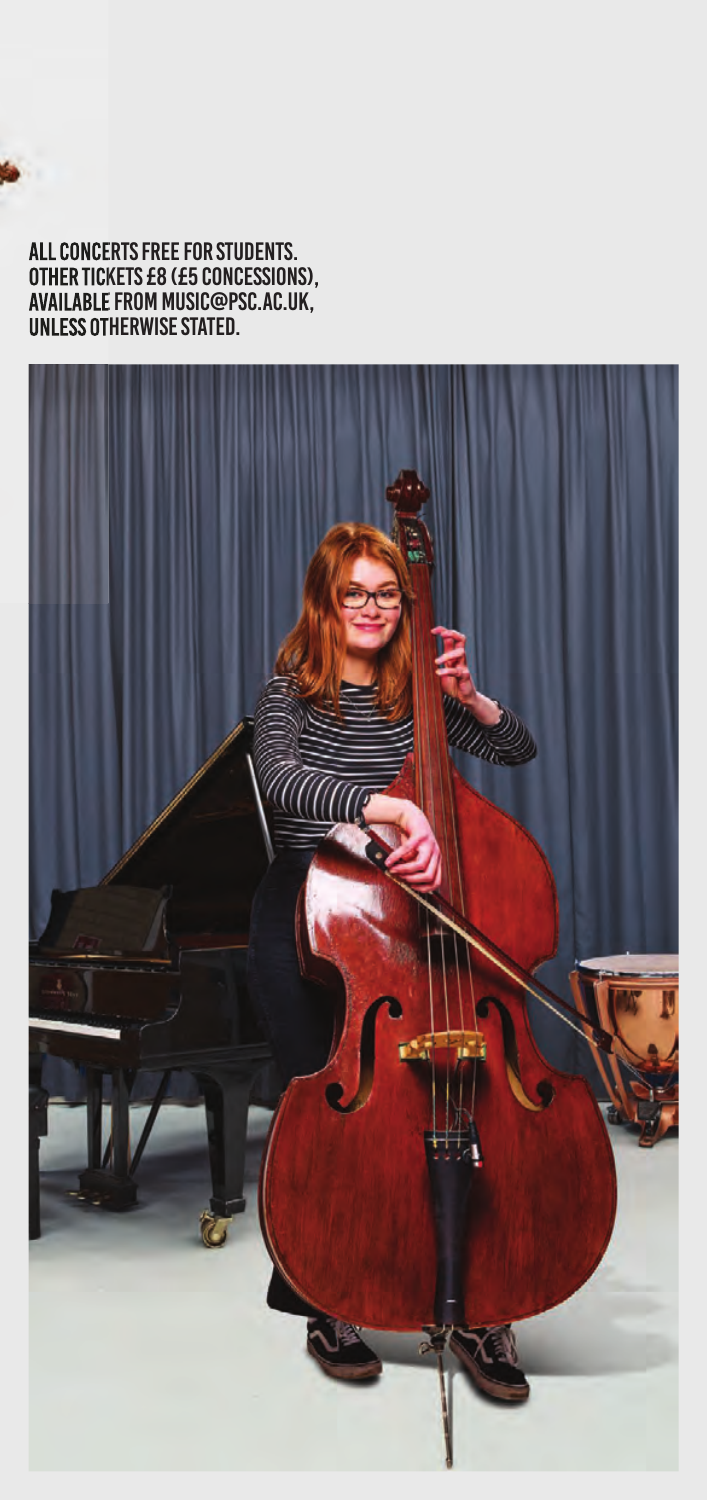**ALL CONCERTS FREE FOR STUDENTS.
OTHER TICKETS £8 (£5 CONCESSIONS),
AVAILABLE FROM MUSIC@PSC.AC.UK,
UNLESS OTHERWISE STATED.**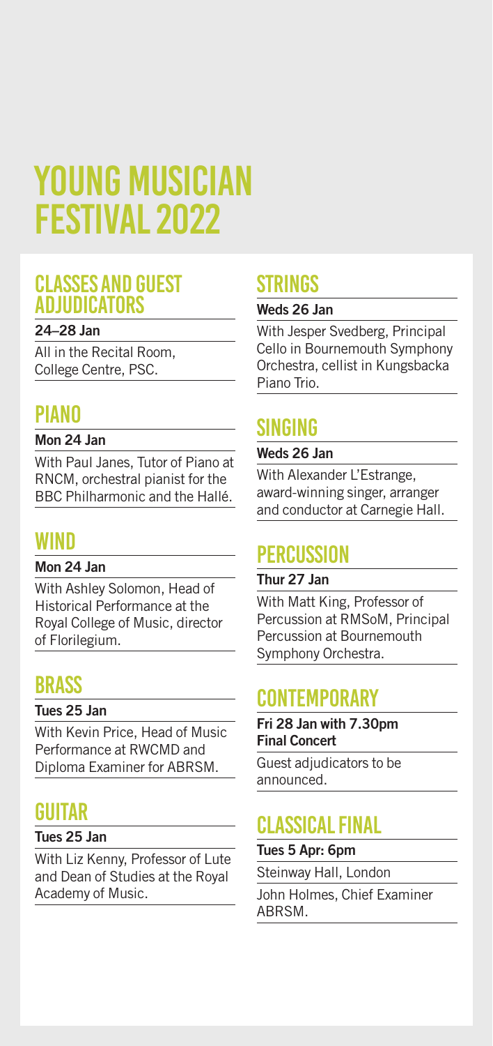# YOUNG MUSICIAN FESTIVAL 2022

## CLASSES AND GUEST ADJUDICATORS

**24–28 Jan**

All in the Recital Room, College Centre, PSC.

## PIANO

**Mon 24 Jan**

With Paul Janes, Tutor of Piano at RNCM, orchestral pianist for the BBC Philharmonic and the Hallé.

## WIND

**Mon 24 Jan**

With Ashley Solomon, Head of Historical Performance at the Royal College of Music, director of Florilegium.

## BRASS

**Tues 25 Jan**

With Kevin Price, Head of Music Performance at RWCMD and Diploma Examiner for ABRSM.

## GUITAR

**Tues 25 Jan**

With Liz Kenny, Professor of Lute and Dean of Studies at the Royal Academy of Music.

## STRINGS

**Weds 26 Jan**

With Jesper Svedberg, Principal Cello in Bournemouth Symphony Orchestra, cellist in Kungsbacka Piano Trio.

## SINGING

**Weds 26 Jan**

With Alexander L'Estrange, award-winning singer, arranger and conductor at Carnegie Hall.

## PERCUSSION

**Thur 27 Jan**

With Matt King, Professor of Percussion at RMSoM, Principal Percussion at Bournemouth Symphony Orchestra.

## CONTEMPORARY

**Fri 28 Jan with 7.30pm Final Concert**

Guest adjudicators to be announced.

## CLASSICAL FINAL

**Tues 5 Apr: 6pm**

Steinway Hall, London

John Holmes, Chief Examiner ABRSM.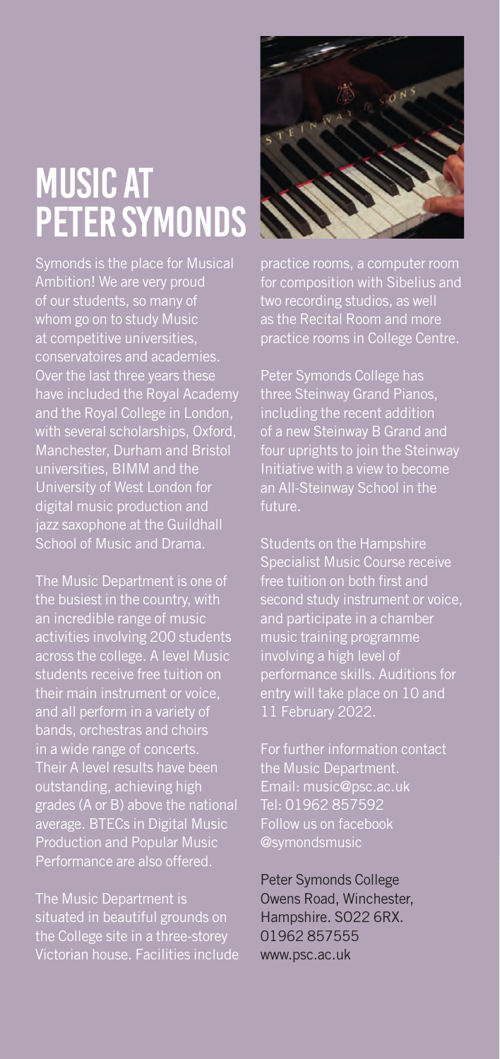# MUSIC AT PETER SYMONDS

Symonds is the place for Musical Ambition! We are very proud of our students, so many of whom go on to study Music at competitive universities, conservatoires and academies. Over the last three years these have included the Royal Academy and the Royal College in London, with several scholarships, Oxford, Manchester, Durham and Bristol universities, BIMM and the University of West London for digital music production and jazz saxophone at the Guildhall School of Music and Drama.

The Music Department is one of the busiest in the country, with an incredible range of music activities involving 200 students across the college. A level Music students receive free tuition on their main instrument or voice, and all perform in a variety of bands, orchestras and choirs in a wide range of concerts. Their A level results have been outstanding, achieving high grades (A or B) above the national average. BTECs in Digital Music Production and Popular Music Performance are also offered.

The Music Department is situated in beautiful grounds on the College site in a three-storey Victorian house. Facilities include practice rooms, a computer room for composition with Sibelius and two recording studios, as well as the Recital Room and more practice rooms in College Centre.

Peter Symonds College has three Steinway Grand Pianos, including the recent addition of a new Steinway B Grand and four uprights to join the Steinway Initiative with a view to become an All-Steinway School in the future.

Students on the Hampshire Specialist Music Course receive free tuition on both first and second study instrument or voice, and participate in a chamber music training programme involving a high level of performance skills. Auditions for entry will take place on 10 and 11 February 2022.

For further information contact the Music Department.
Email: music@psc.ac.uk
Tel: 01962 857592
Follow us on facebook @symondsmusic

Peter Symonds College
Owens Road, Winchester, Hampshire. SO22 6RX.
01962 857555
www.psc.ac.uk